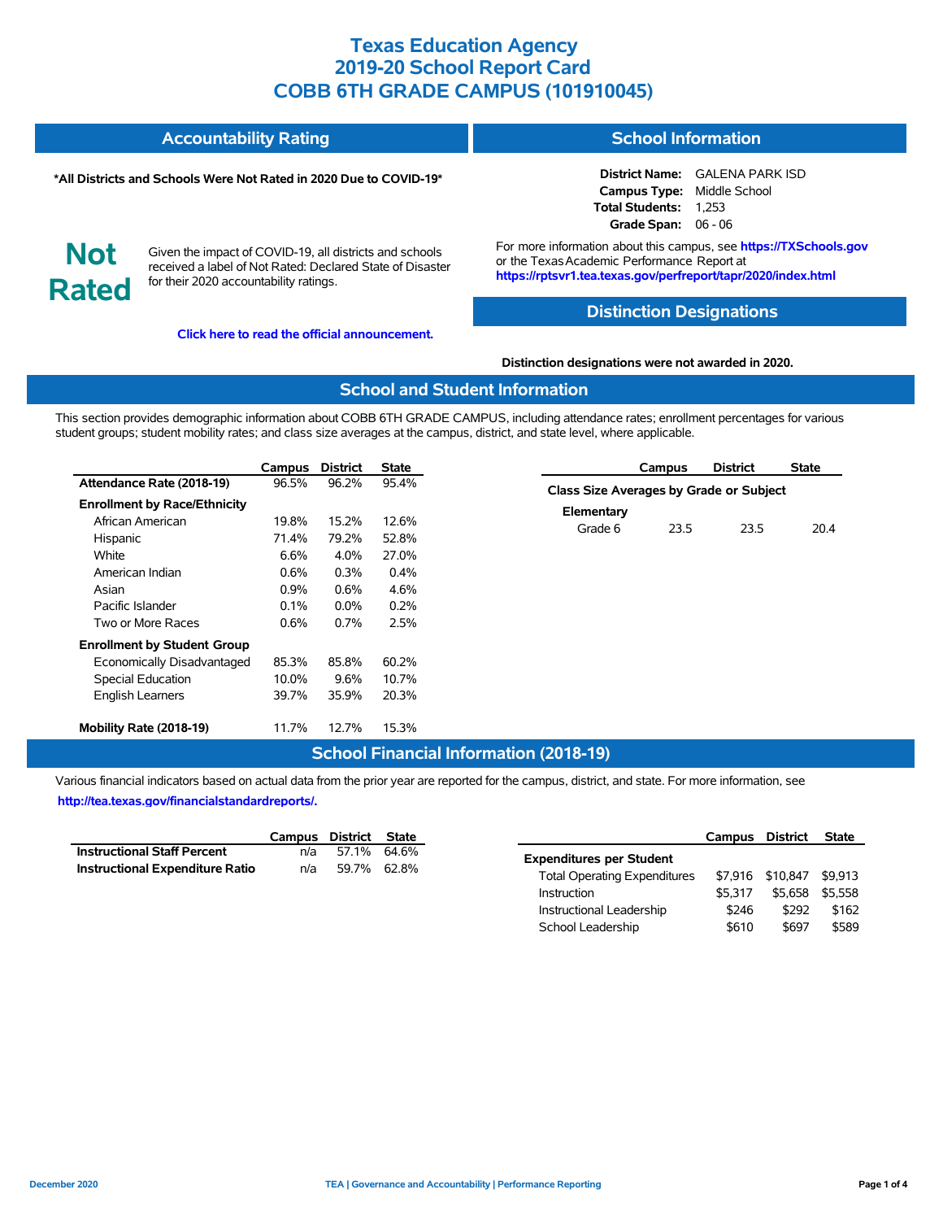# Texas Education Agency
# 2019-20 School Report Card
# COBB 6TH GRADE CAMPUS (101910045)

## Accountability Rating

**\*All Districts and Schools Were Not Rated in 2020 Due to COVID-19\***

**Not Rated**

Given the impact of COVID-19, all districts and schools received a label of Not Rated: Declared State of Disaster for their 2020 accountability ratings.

**Click here to read the official announcement.**

## School Information

**District Name:** GALENA PARK ISD
**Campus Type:** Middle School
**Total Students:** 1,253
**Grade Span:** 06 - 06

For more information about this campus, see **https://TXSchools.gov** or the Texas Academic Performance Report at **https://rptsvr1.tea.texas.gov/perfreport/tapr/2020/index.html**

## Distinction Designations

**Distinction designations were not awarded in 2020.**

## School and Student Information

This section provides demographic information about COBB 6TH GRADE CAMPUS, including attendance rates; enrollment percentages for various student groups; student mobility rates; and class size averages at the campus, district, and state level, where applicable.

| | Campus | District | State |
|---|---|---|---|
| **Attendance Rate (2018-19)** | 96.5% | 96.2% | 95.4% |
| **Enrollment by Race/Ethnicity** | | | |
| African American | 19.8% | 15.2% | 12.6% |
| Hispanic | 71.4% | 79.2% | 52.8% |
| White | 6.6% | 4.0% | 27.0% |
| American Indian | 0.6% | 0.3% | 0.4% |
| Asian | 0.9% | 0.6% | 4.6% |
| Pacific Islander | 0.1% | 0.0% | 0.2% |
| Two or More Races | 0.6% | 0.7% | 2.5% |
| **Enrollment by Student Group** | | | |
| Economically Disadvantaged | 85.3% | 85.8% | 60.2% |
| Special Education | 10.0% | 9.6% | 10.7% |
| English Learners | 39.7% | 35.9% | 20.3% |
| **Mobility Rate (2018-19)** | 11.7% | 12.7% | 15.3% |

| | Campus | District | State |
|---|---|---|---|
| **Class Size Averages by Grade or Subject** | | | |
| **Elementary** | | | |
| Grade 6 | 23.5 | 23.5 | 20.4 |

## School Financial Information (2018-19)

Various financial indicators based on actual data from the prior year are reported for the campus, district, and state. For more information, see **http://tea.texas.gov/financialstandardreports/.**

| | Campus | District | State |
|---|---|---|---|
| **Instructional Staff Percent** | n/a | 57.1% | 64.6% |
| **Instructional Expenditure Ratio** | n/a | 59.7% | 62.8% |

| | Campus | District | State |
|---|---|---|---|
| **Expenditures per Student** | | | |
| Total Operating Expenditures | $7,916 | $10,847 | $9,913 |
| Instruction | $5,317 | $5,658 | $5,558 |
| Instructional Leadership | $246 | $292 | $162 |
| School Leadership | $610 | $697 | $589 |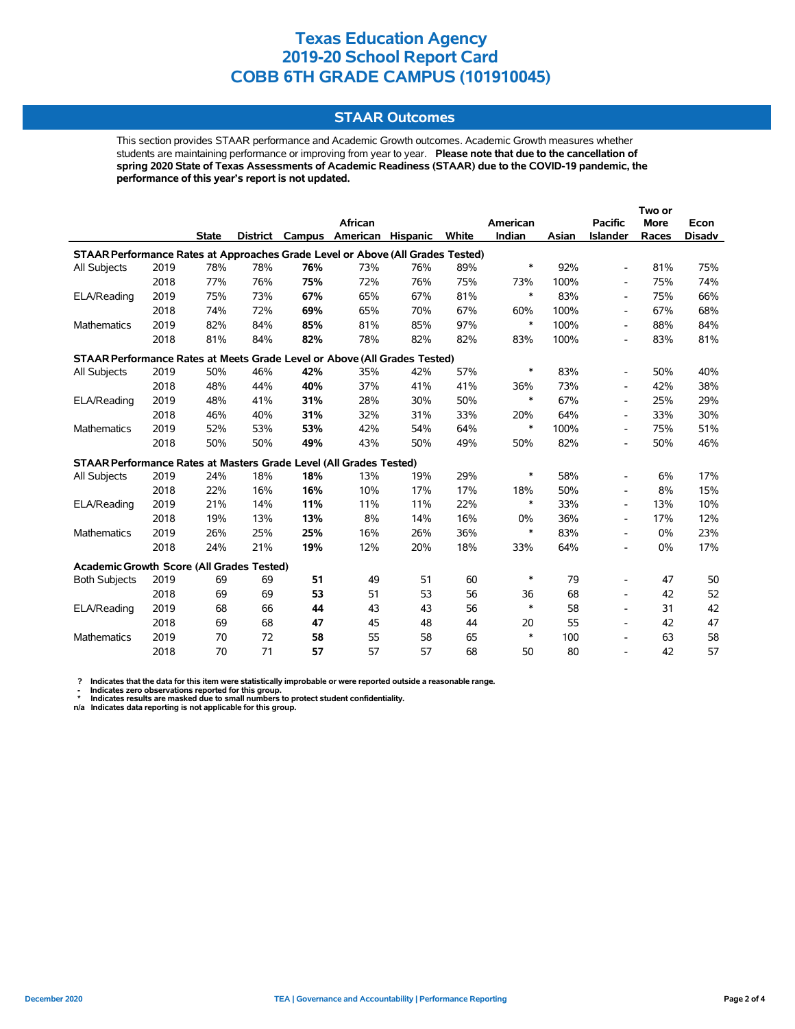# Texas Education Agency
# 2019-20 School Report Card
# COBB 6TH GRADE CAMPUS (101910045)

## STAAR Outcomes

This section provides STAAR performance and Academic Growth outcomes. Academic Growth measures whether students are maintaining performance or improving from year to year. **Please note that due to the cancellation of spring 2020 State of Texas Assessments of Academic Readiness (STAAR) due to the COVID-19 pandemic, the performance of this year's report is not updated.**

| | | State | District | Campus | African American | Hispanic | White | American Indian | Asian | Pacific Islander | Two or More Races | Econ Disadv |
|---|---|---|---|---|---|---|---|---|---|---|---|---|
| **STAAR Performance Rates at Approaches Grade Level or Above (All Grades Tested)** | | | | | | | | | | | | |
| All Subjects | 2019 | 78% | 78% | **76%** | 73% | 76% | 89% | * | 92% | - | 81% | 75% |
| | 2018 | 77% | 76% | **75%** | 72% | 76% | 75% | 73% | 100% | - | 75% | 74% |
| ELA/Reading | 2019 | 75% | 73% | **67%** | 65% | 67% | 81% | * | 83% | - | 75% | 66% |
| | 2018 | 74% | 72% | **69%** | 65% | 70% | 67% | 60% | 100% | - | 67% | 68% |
| Mathematics | 2019 | 82% | 84% | **85%** | 81% | 85% | 97% | * | 100% | - | 88% | 84% |
| | 2018 | 81% | 84% | **82%** | 78% | 82% | 82% | 83% | 100% | - | 83% | 81% |
| **STAAR Performance Rates at Meets Grade Level or Above (All Grades Tested)** | | | | | | | | | | | | |
| All Subjects | 2019 | 50% | 46% | **42%** | 35% | 42% | 57% | * | 83% | - | 50% | 40% |
| | 2018 | 48% | 44% | **40%** | 37% | 41% | 41% | 36% | 73% | - | 42% | 38% |
| ELA/Reading | 2019 | 48% | 41% | **31%** | 28% | 30% | 50% | * | 67% | - | 25% | 29% |
| | 2018 | 46% | 40% | **31%** | 32% | 31% | 33% | 20% | 64% | - | 33% | 30% |
| Mathematics | 2019 | 52% | 53% | **53%** | 42% | 54% | 64% | * | 100% | - | 75% | 51% |
| | 2018 | 50% | 50% | **49%** | 43% | 50% | 49% | 50% | 82% | - | 50% | 46% |
| **STAAR Performance Rates at Masters Grade Level (All Grades Tested)** | | | | | | | | | | | | |
| All Subjects | 2019 | 24% | 18% | **18%** | 13% | 19% | 29% | * | 58% | - | 6% | 17% |
| | 2018 | 22% | 16% | **16%** | 10% | 17% | 17% | 18% | 50% | - | 8% | 15% |
| ELA/Reading | 2019 | 21% | 14% | **11%** | 11% | 11% | 22% | * | 33% | - | 13% | 10% |
| | 2018 | 19% | 13% | **13%** | 8% | 14% | 16% | 0% | 36% | - | 17% | 12% |
| Mathematics | 2019 | 26% | 25% | **25%** | 16% | 26% | 36% | * | 83% | - | 0% | 23% |
| | 2018 | 24% | 21% | **19%** | 12% | 20% | 18% | 33% | 64% | - | 0% | 17% |
| **Academic Growth Score (All Grades Tested)** | | | | | | | | | | | | |
| Both Subjects | 2019 | 69 | 69 | **51** | 49 | 51 | 60 | * | 79 | - | 47 | 50 |
| | 2018 | 69 | 69 | **53** | 51 | 53 | 56 | 36 | 68 | - | 42 | 52 |
| ELA/Reading | 2019 | 68 | 66 | **44** | 43 | 43 | 56 | * | 58 | - | 31 | 42 |
| | 2018 | 69 | 68 | **47** | 45 | 48 | 44 | 20 | 55 | - | 42 | 47 |
| Mathematics | 2019 | 70 | 72 | **58** | 55 | 58 | 65 | * | 100 | - | 63 | 58 |
| | 2018 | 70 | 71 | **57** | 57 | 57 | 68 | 50 | 80 | - | 42 | 57 |

**?** Indicates that the data for this item were statistically improbable or were reported outside a reasonable range.
**-** Indicates zero observations reported for this group.
**\*** Indicates results are masked due to small numbers to protect student confidentiality.
**n/a** Indicates data reporting is not applicable for this group.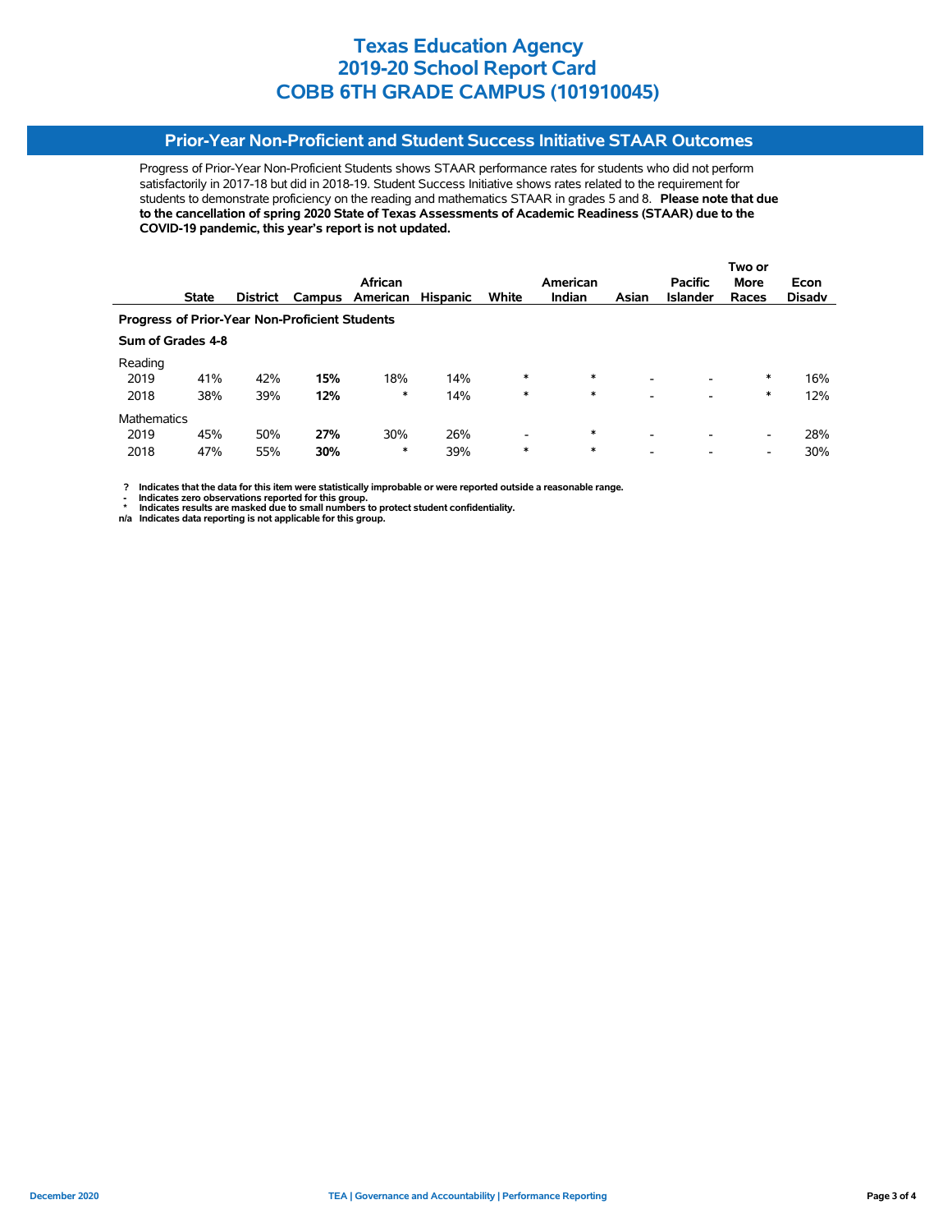# Texas Education Agency
# 2019-20 School Report Card
# COBB 6TH GRADE CAMPUS (101910045)

## Prior-Year Non-Proficient and Student Success Initiative STAAR Outcomes

Progress of Prior-Year Non-Proficient Students shows STAAR performance rates for students who did not perform satisfactorily in 2017-18 but did in 2018-19. Student Success Initiative shows rates related to the requirement for students to demonstrate proficiency on the reading and mathematics STAAR in grades 5 and 8. **Please note that due to the cancellation of spring 2020 State of Texas Assessments of Academic Readiness (STAAR) due to the COVID-19 pandemic, this year's report is not updated.**

| | State | District | Campus | African American | Hispanic | White | American Indian | Asian | Pacific Islander | Two or More Races | Econ Disadv |
|---|---|---|---|---|---|---|---|---|---|---|---|
| **Progress of Prior-Year Non-Proficient Students** | | | | | | | | | | | |
| **Sum of Grades 4-8** | | | | | | | | | | | |
| Reading | | | | | | | | | | | |
| 2019 | 41% | 42% | **15%** | 18% | 14% | * | * | - | - | * | 16% |
| 2018 | 38% | 39% | **12%** | * | 14% | * | * | - | - | * | 12% |
| Mathematics | | | | | | | | | | | |
| 2019 | 45% | 50% | **27%** | 30% | 26% | - | * | - | - | - | 28% |
| 2018 | 47% | 55% | **30%** | * | 39% | * | * | - | - | - | 30% |

**?** Indicates that the data for this item were statistically improbable or were reported outside a reasonable range.
**-** Indicates zero observations reported for this group.
**\*** Indicates results are masked due to small numbers to protect student confidentiality.
**n/a** Indicates data reporting is not applicable for this group.